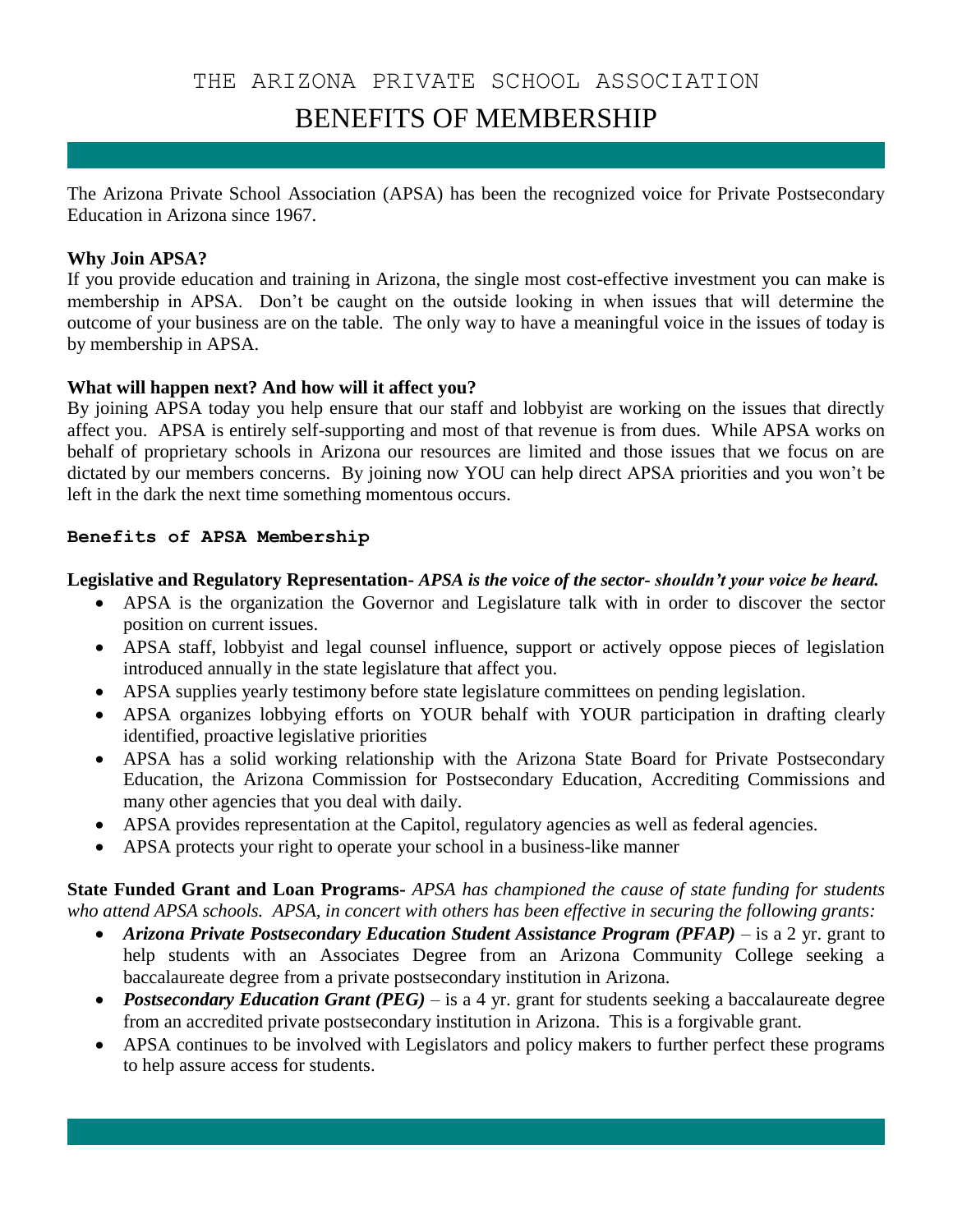# THE ARIZONA PRIVATE SCHOOL ASSOCIATION

## BENEFITS OF MEMBERSHIP

The Arizona Private School Association (APSA) has been the recognized voice for Private Postsecondary Education in Arizona since 1967.

**Why Join APSA?**

If you provide education and training in Arizona, the single most cost-effective investment you can make is membership in APSA. Don't be caught on the outside looking in when issues that will determine the outcome of your business are on the table. The only way to have a meaningful voice in the issues of today is by membership in APSA.

**What will happen next? And how will it affect you?**

By joining APSA today you help ensure that our staff and lobbyist are working on the issues that directly affect you. APSA is entirely self-supporting and most of that revenue is from dues. While APSA works on behalf of proprietary schools in Arizona our resources are limited and those issues that we focus on are dictated by our members concerns. By joining now YOU can help direct APSA priorities and you won't be left in the dark the next time something momentous occurs.

### Benefits of APSA Membership

**Legislative and Regulatory Representation-** ***APSA is the voice of the sector- shouldn't your voice be heard.***

- APSA is the organization the Governor and Legislature talk with in order to discover the sector position on current issues.
- APSA staff, lobbyist and legal counsel influence, support or actively oppose pieces of legislation introduced annually in the state legislature that affect you.
- APSA supplies yearly testimony before state legislature committees on pending legislation.
- APSA organizes lobbying efforts on YOUR behalf with YOUR participation in drafting clearly identified, proactive legislative priorities
- APSA has a solid working relationship with the Arizona State Board for Private Postsecondary Education, the Arizona Commission for Postsecondary Education, Accrediting Commissions and many other agencies that you deal with daily.
- APSA provides representation at the Capitol, regulatory agencies as well as federal agencies.
- APSA protects your right to operate your school in a business-like manner

**State Funded Grant and Loan Programs-** *APSA has championed the cause of state funding for students who attend APSA schools. APSA, in concert with others has been effective in securing the following grants:*

- ***Arizona Private Postsecondary Education Student Assistance Program (PFAP)*** – is a 2 yr. grant to help students with an Associates Degree from an Arizona Community College seeking a baccalaureate degree from a private postsecondary institution in Arizona.
- ***Postsecondary Education Grant (PEG)*** – is a 4 yr. grant for students seeking a baccalaureate degree from an accredited private postsecondary institution in Arizona. This is a forgivable grant.
- APSA continues to be involved with Legislators and policy makers to further perfect these programs to help assure access for students.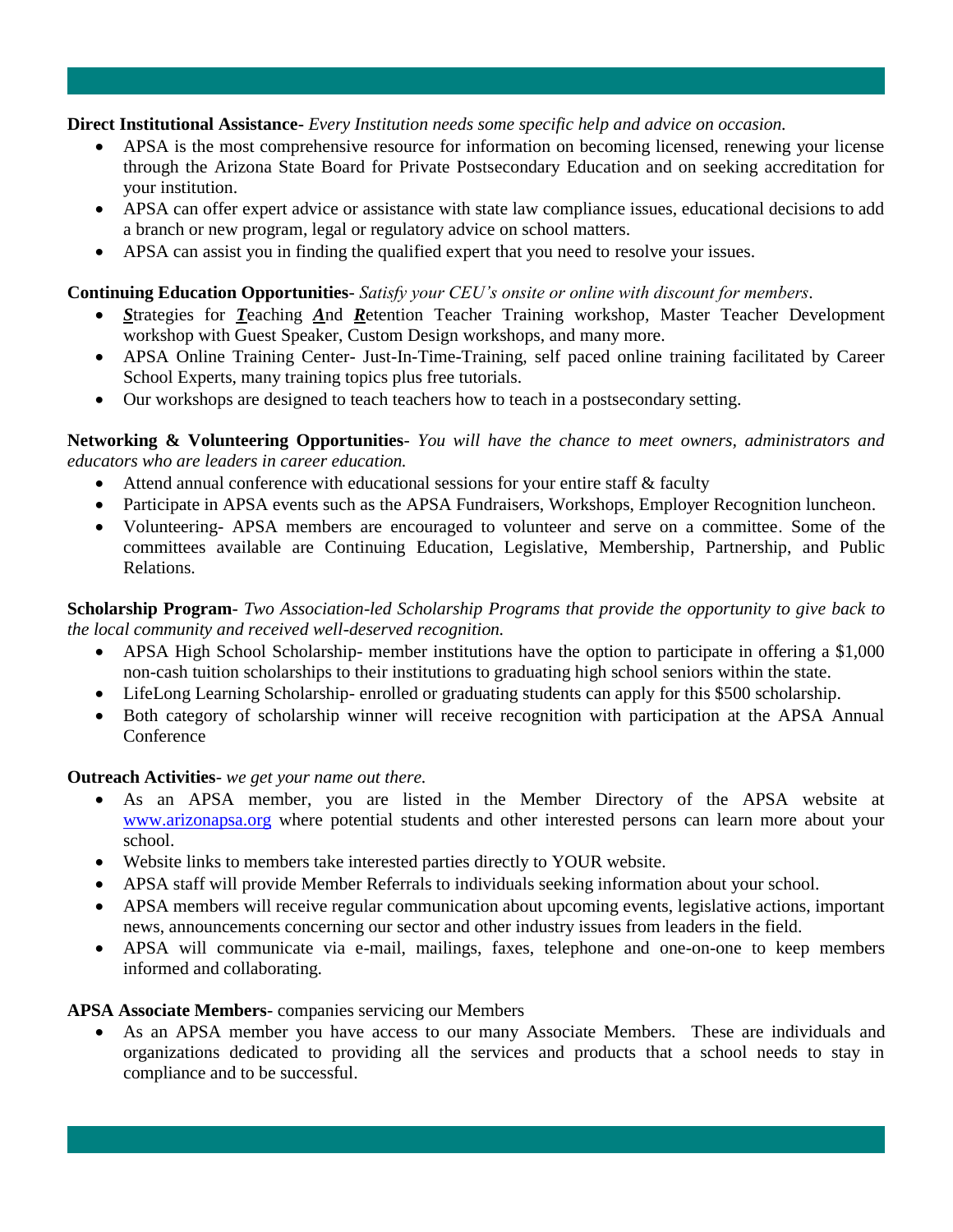**Direct Institutional Assistance**- *Every Institution needs some specific help and advice on occasion.*

- APSA is the most comprehensive resource for information on becoming licensed, renewing your license through the Arizona State Board for Private Postsecondary Education and on seeking accreditation for your institution.
- APSA can offer expert advice or assistance with state law compliance issues, educational decisions to add a branch or new program, legal or regulatory advice on school matters.
- APSA can assist you in finding the qualified expert that you need to resolve your issues.

**Continuing Education Opportunities**- *Satisfy your CEU's onsite or online with discount for members.*

- ***S***trategies for ***T***eaching ***A***nd ***R***etention Teacher Training workshop, Master Teacher Development workshop with Guest Speaker, Custom Design workshops, and many more.
- APSA Online Training Center- Just-In-Time-Training, self paced online training facilitated by Career School Experts, many training topics plus free tutorials.
- Our workshops are designed to teach teachers how to teach in a postsecondary setting.

**Networking & Volunteering Opportunities**- *You will have the chance to meet owners, administrators and educators who are leaders in career education.*

- Attend annual conference with educational sessions for your entire staff & faculty
- Participate in APSA events such as the APSA Fundraisers, Workshops, Employer Recognition luncheon.
- Volunteering- APSA members are encouraged to volunteer and serve on a committee. Some of the committees available are Continuing Education, Legislative, Membership, Partnership, and Public Relations.

**Scholarship Program**- *Two Association-led Scholarship Programs that provide the opportunity to give back to the local community and received well-deserved recognition.*

- APSA High School Scholarship- member institutions have the option to participate in offering a $1,000 non-cash tuition scholarships to their institutions to graduating high school seniors within the state.
- LifeLong Learning Scholarship- enrolled or graduating students can apply for this $500 scholarship.
- Both category of scholarship winner will receive recognition with participation at the APSA Annual Conference

**Outreach Activities**- *we get your name out there.*

- As an APSA member, you are listed in the Member Directory of the APSA website at [www.arizonapsa.org](http://www.arizonapsa.org) where potential students and other interested persons can learn more about your school.
- Website links to members take interested parties directly to YOUR website.
- APSA staff will provide Member Referrals to individuals seeking information about your school.
- APSA members will receive regular communication about upcoming events, legislative actions, important news, announcements concerning our sector and other industry issues from leaders in the field.
- APSA will communicate via e-mail, mailings, faxes, telephone and one-on-one to keep members informed and collaborating.

**APSA Associate Members**- companies servicing our Members

- As an APSA member you have access to our many Associate Members. These are individuals and organizations dedicated to providing all the services and products that a school needs to stay in compliance and to be successful.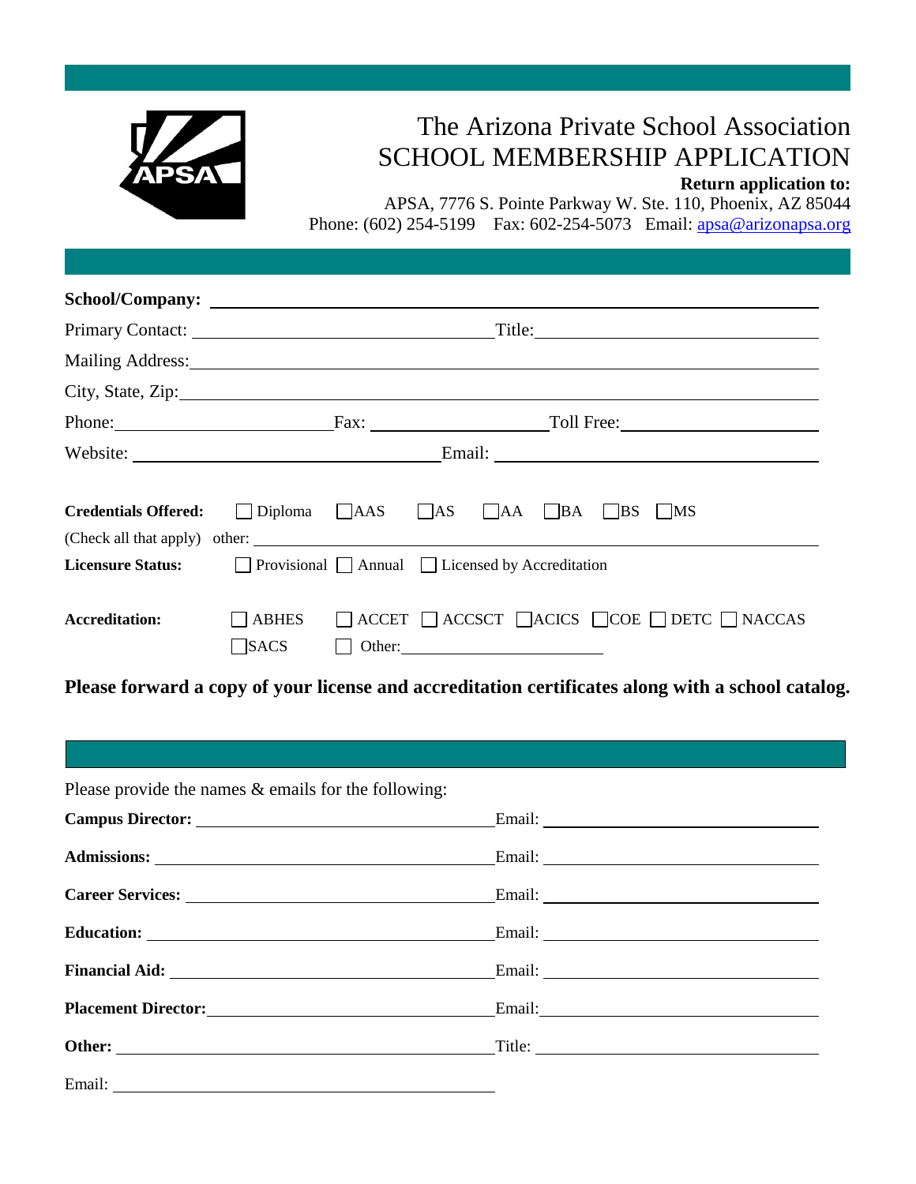# The Arizona Private School Association
# SCHOOL MEMBERSHIP APPLICATION

**Return application to:**
APSA, 7776 S. Pointe Parkway W. Ste. 110, Phoenix, AZ 85044
Phone: (602) 254-5199 Fax: 602-254-5073 Email: apsa@arizonapsa.org

**School/Company:** ______________________________

Primary Contact: ______________________________ Title: ______________________________

Mailing Address: ______________________________

City, State, Zip: ______________________________

Phone: ______________ Fax: ______________ Toll Free: ______________

Website: ______________________________ Email: ______________________________

**Credentials Offered:** ☐ Diploma ☐ AAS ☐ AS ☐ AA ☐ BA ☐ BS ☐ MS
(Check all that apply) other: ______________________________

**Licensure Status:** ☐ Provisional ☐ Annual ☐ Licensed by Accreditation

**Accreditation:** ☐ ABHES ☐ ACCET ☐ ACCSCT ☐ ACICS ☐ COE ☐ DETC ☐ NACCAS
☐ SACS ☐ Other: ______________

**Please forward a copy of your license and accreditation certificates along with a school catalog.**

Please provide the names & emails for the following:

**Campus Director:** ______________________________ Email: ______________________________

**Admissions:** ______________________________ Email: ______________________________

**Career Services:** ______________________________ Email: ______________________________

**Education:** ______________________________ Email: ______________________________

**Financial Aid:** ______________________________ Email: ______________________________

**Placement Director:** ______________________________ Email: ______________________________

**Other:** ______________________________ Title: ______________________________

Email: ______________________________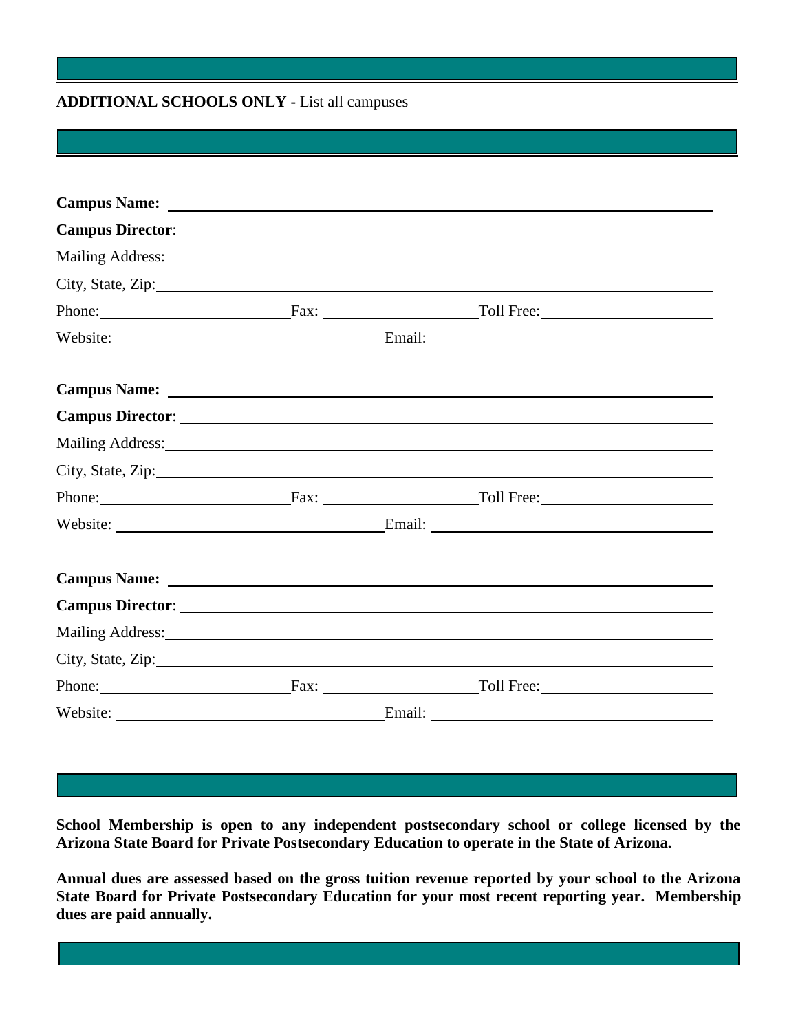**ADDITIONAL SCHOOLS ONLY -** List all campuses

**Campus Name:** ______________________________________________

**Campus Director**: ______________________________________________

Mailing Address: ______________________________________________

City, State, Zip: ______________________________________________

Phone: ____________________ Fax: ____________________ Toll Free: ____________________

Website: ____________________________ Email: ____________________________

**Campus Name:** ______________________________________________

**Campus Director**: ______________________________________________

Mailing Address: ______________________________________________

City, State, Zip: ______________________________________________

Phone: ____________________ Fax: ____________________ Toll Free: ____________________

Website: ____________________________ Email: ____________________________

**Campus Name:** ______________________________________________

**Campus Director**: ______________________________________________

Mailing Address: ______________________________________________

City, State, Zip: ______________________________________________

Phone: ____________________ Fax: ____________________ Toll Free: ____________________

Website: ____________________________ Email: ____________________________

**School Membership is open to any independent postsecondary school or college licensed by the Arizona State Board for Private Postsecondary Education to operate in the State of Arizona.**

**Annual dues are assessed based on the gross tuition revenue reported by your school to the Arizona State Board for Private Postsecondary Education for your most recent reporting year. Membership dues are paid annually.**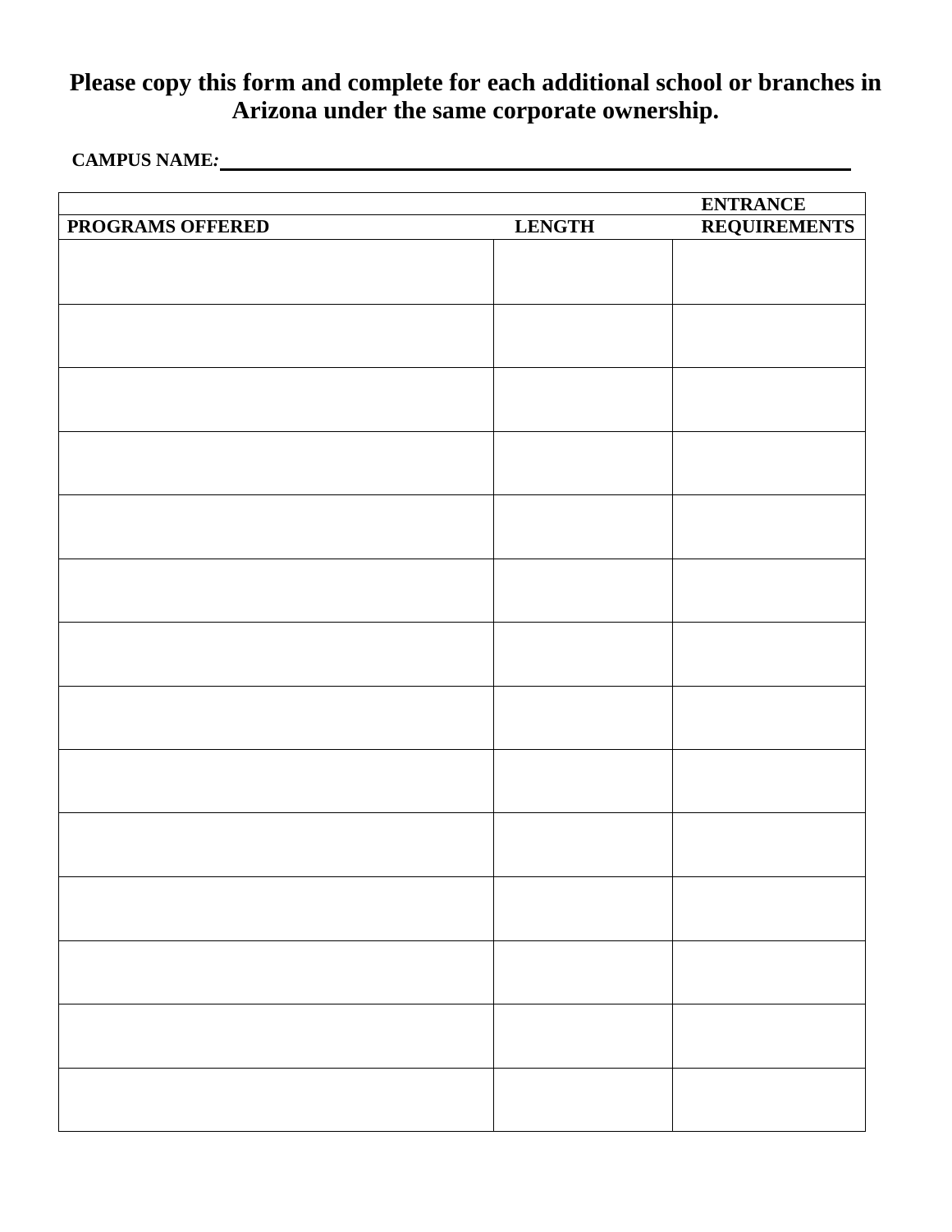**Please copy this form and complete for each additional school or branches in Arizona under the same corporate ownership.**

**CAMPUS NAME:** ______________________________________________

| PROGRAMS OFFERED | LENGTH | ENTRANCE REQUIREMENTS |
|---|---|---|
| | | |
| | | |
| | | |
| | | |
| | | |
| | | |
| | | |
| | | |
| | | |
| | | |
| | | |
| | | |
| | | |
| | | |